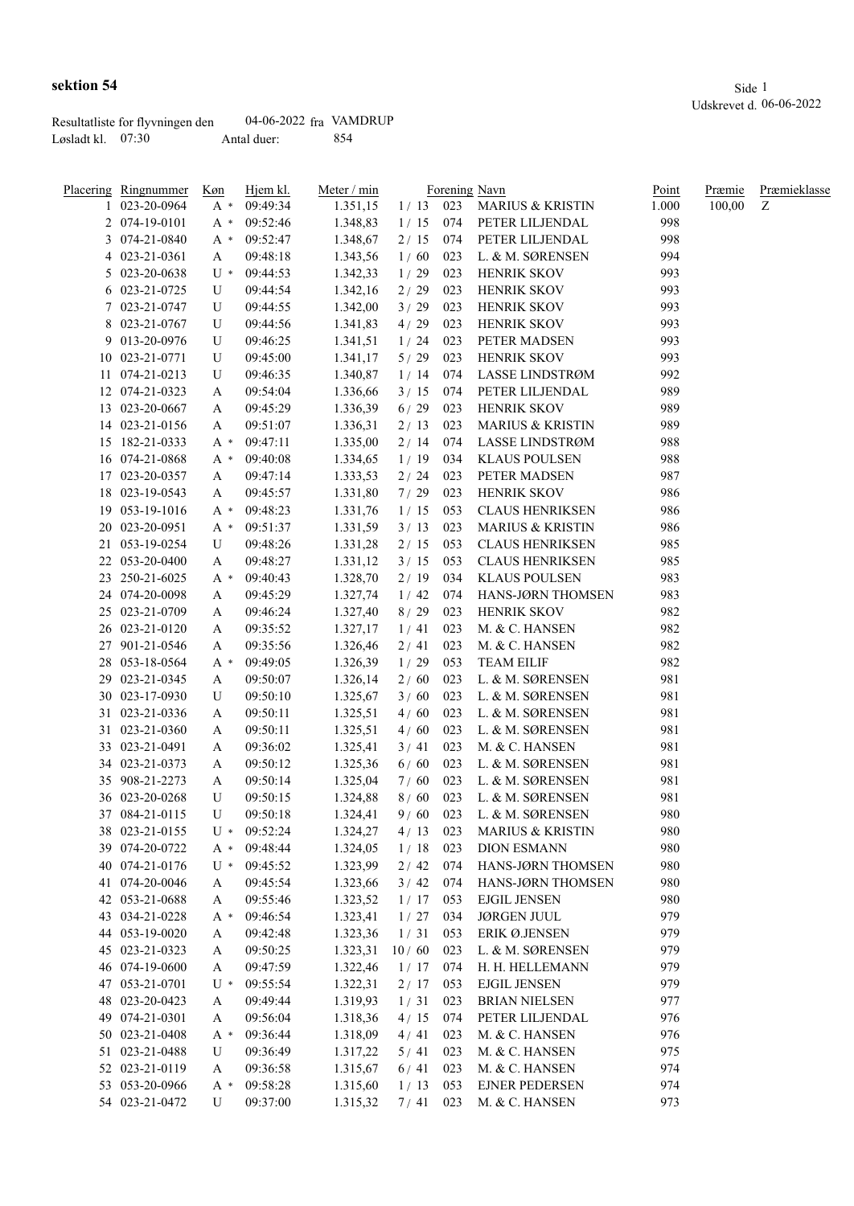**sektion 54**

Udskrevet d. 06-06-2022

Resultatliste for flyvningen den 04-06-2022 fra VAMDRUP

Løsladt kl. 07:30 Antal duer: 854

| Placering | Ringnummer | Køn | Hjem kl. | Meter / min | Forening | | Navn | Point | Præmie | Præmieklasse |
|---|---|---|---|---|---|---|---|---|---|---|
| 1 | 023-20-0964 | A * | 09:49:34 | 1.351,15 | 1 / 13 | 023 | MARIUS & KRISTIN | 1.000 | 100,00 | Z |
| 2 | 074-19-0101 | A * | 09:52:46 | 1.348,83 | 1 / 15 | 074 | PETER LILJENDAL | 998 | | |
| 3 | 074-21-0840 | A * | 09:52:47 | 1.348,67 | 2 / 15 | 074 | PETER LILJENDAL | 998 | | |
| 4 | 023-21-0361 | A | 09:48:18 | 1.343,56 | 1 / 60 | 023 | L. & M. SØRENSEN | 994 | | |
| 5 | 023-20-0638 | U * | 09:44:53 | 1.342,33 | 1 / 29 | 023 | HENRIK SKOV | 993 | | |
| 6 | 023-21-0725 | U | 09:44:54 | 1.342,16 | 2 / 29 | 023 | HENRIK SKOV | 993 | | |
| 7 | 023-21-0747 | U | 09:44:55 | 1.342,00 | 3 / 29 | 023 | HENRIK SKOV | 993 | | |
| 8 | 023-21-0767 | U | 09:44:56 | 1.341,83 | 4 / 29 | 023 | HENRIK SKOV | 993 | | |
| 9 | 013-20-0976 | U | 09:46:25 | 1.341,51 | 1 / 24 | 023 | PETER MADSEN | 993 | | |
| 10 | 023-21-0771 | U | 09:45:00 | 1.341,17 | 5 / 29 | 023 | HENRIK SKOV | 993 | | |
| 11 | 074-21-0213 | U | 09:46:35 | 1.340,87 | 1 / 14 | 074 | LASSE LINDSTRØM | 992 | | |
| 12 | 074-21-0323 | A | 09:54:04 | 1.336,66 | 3 / 15 | 074 | PETER LILJENDAL | 989 | | |
| 13 | 023-20-0667 | A | 09:45:29 | 1.336,39 | 6 / 29 | 023 | HENRIK SKOV | 989 | | |
| 14 | 023-21-0156 | A | 09:51:07 | 1.336,31 | 2 / 13 | 023 | MARIUS & KRISTIN | 989 | | |
| 15 | 182-21-0333 | A * | 09:47:11 | 1.335,00 | 2 / 14 | 074 | LASSE LINDSTRØM | 988 | | |
| 16 | 074-21-0868 | A * | 09:40:08 | 1.334,65 | 1 / 19 | 034 | KLAUS POULSEN | 988 | | |
| 17 | 023-20-0357 | A | 09:47:14 | 1.333,53 | 2 / 24 | 023 | PETER MADSEN | 987 | | |
| 18 | 023-19-0543 | A | 09:45:57 | 1.331,80 | 7 / 29 | 023 | HENRIK SKOV | 986 | | |
| 19 | 053-19-1016 | A * | 09:48:23 | 1.331,76 | 1 / 15 | 053 | CLAUS HENRIKSEN | 986 | | |
| 20 | 023-20-0951 | A * | 09:51:37 | 1.331,59 | 3 / 13 | 023 | MARIUS & KRISTIN | 986 | | |
| 21 | 053-19-0254 | U | 09:48:26 | 1.331,28 | 2 / 15 | 053 | CLAUS HENRIKSEN | 985 | | |
| 22 | 053-20-0400 | A | 09:48:27 | 1.331,12 | 3 / 15 | 053 | CLAUS HENRIKSEN | 985 | | |
| 23 | 250-21-6025 | A * | 09:40:43 | 1.328,70 | 2 / 19 | 034 | KLAUS POULSEN | 983 | | |
| 24 | 074-20-0098 | A | 09:45:29 | 1.327,74 | 1 / 42 | 074 | HANS-JØRN THOMSEN | 983 | | |
| 25 | 023-21-0709 | A | 09:46:24 | 1.327,40 | 8 / 29 | 023 | HENRIK SKOV | 982 | | |
| 26 | 023-21-0120 | A | 09:35:52 | 1.327,17 | 1 / 41 | 023 | M. & C. HANSEN | 982 | | |
| 27 | 901-21-0546 | A | 09:35:56 | 1.326,46 | 2 / 41 | 023 | M. & C. HANSEN | 982 | | |
| 28 | 053-18-0564 | A * | 09:49:05 | 1.326,39 | 1 / 29 | 053 | TEAM EILIF | 982 | | |
| 29 | 023-21-0345 | A | 09:50:07 | 1.326,14 | 2 / 60 | 023 | L. & M. SØRENSEN | 981 | | |
| 30 | 023-17-0930 | U | 09:50:10 | 1.325,67 | 3 / 60 | 023 | L. & M. SØRENSEN | 981 | | |
| 31 | 023-21-0336 | A | 09:50:11 | 1.325,51 | 4 / 60 | 023 | L. & M. SØRENSEN | 981 | | |
| 31 | 023-21-0360 | A | 09:50:11 | 1.325,51 | 4 / 60 | 023 | L. & M. SØRENSEN | 981 | | |
| 33 | 023-21-0491 | A | 09:36:02 | 1.325,41 | 3 / 41 | 023 | M. & C. HANSEN | 981 | | |
| 34 | 023-21-0373 | A | 09:50:12 | 1.325,36 | 6 / 60 | 023 | L. & M. SØRENSEN | 981 | | |
| 35 | 908-21-2273 | A | 09:50:14 | 1.325,04 | 7 / 60 | 023 | L. & M. SØRENSEN | 981 | | |
| 36 | 023-20-0268 | U | 09:50:15 | 1.324,88 | 8 / 60 | 023 | L. & M. SØRENSEN | 981 | | |
| 37 | 084-21-0115 | U | 09:50:18 | 1.324,41 | 9 / 60 | 023 | L. & M. SØRENSEN | 980 | | |
| 38 | 023-21-0155 | U * | 09:52:24 | 1.324,27 | 4 / 13 | 023 | MARIUS & KRISTIN | 980 | | |
| 39 | 074-20-0722 | A * | 09:48:44 | 1.324,05 | 1 / 18 | 023 | DION ESMANN | 980 | | |
| 40 | 074-21-0176 | U * | 09:45:52 | 1.323,99 | 2 / 42 | 074 | HANS-JØRN THOMSEN | 980 | | |
| 41 | 074-20-0046 | A | 09:45:54 | 1.323,66 | 3 / 42 | 074 | HANS-JØRN THOMSEN | 980 | | |
| 42 | 053-21-0688 | A | 09:55:46 | 1.323,52 | 1 / 17 | 053 | EJGIL JENSEN | 980 | | |
| 43 | 034-21-0228 | A * | 09:46:54 | 1.323,41 | 1 / 27 | 034 | JØRGEN JUUL | 979 | | |
| 44 | 053-19-0020 | A | 09:42:48 | 1.323,36 | 1 / 31 | 053 | ERIK Ø.JENSEN | 979 | | |
| 45 | 023-21-0323 | A | 09:50:25 | 1.323,31 | 10 / 60 | 023 | L. & M. SØRENSEN | 979 | | |
| 46 | 074-19-0600 | A | 09:47:59 | 1.322,46 | 1 / 17 | 074 | H. H. HELLEMANN | 979 | | |
| 47 | 053-21-0701 | U * | 09:55:54 | 1.322,31 | 2 / 17 | 053 | EJGIL JENSEN | 979 | | |
| 48 | 023-20-0423 | A | 09:49:44 | 1.319,93 | 1 / 31 | 023 | BRIAN NIELSEN | 977 | | |
| 49 | 074-21-0301 | A | 09:56:04 | 1.318,36 | 4 / 15 | 074 | PETER LILJENDAL | 976 | | |
| 50 | 023-21-0408 | A * | 09:36:44 | 1.318,09 | 4 / 41 | 023 | M. & C. HANSEN | 976 | | |
| 51 | 023-21-0488 | U | 09:36:49 | 1.317,22 | 5 / 41 | 023 | M. & C. HANSEN | 975 | | |
| 52 | 023-21-0119 | A | 09:36:58 | 1.315,67 | 6 / 41 | 023 | M. & C. HANSEN | 974 | | |
| 53 | 053-20-0966 | A * | 09:58:28 | 1.315,60 | 1 / 13 | 053 | EJNER PEDERSEN | 974 | | |
| 54 | 023-21-0472 | U | 09:37:00 | 1.315,32 | 7 / 41 | 023 | M. & C. HANSEN | 973 | | |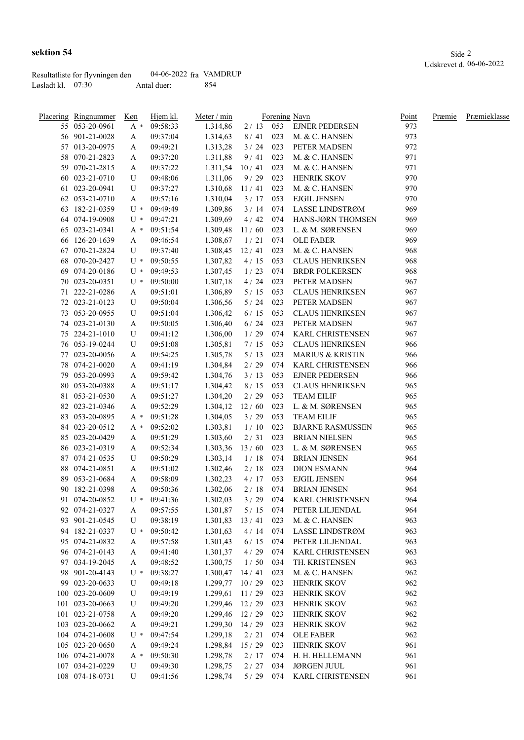## sektion 54

Udskrevet d. 06-06-2022

Resultatliste for flyvningen den 04-06-2022 fra VAMDRUP
Løsladt kl. 07:30 Antal duer: 854

| Placering | Ringnummer | Køn | Hjem kl. | Meter / min | | Forening | Navn | Point | Præmie | Præmieklasse |
|---|---|---|---|---|---|---|---|---|---|---|
| 55 | 053-20-0961 | A * | 09:58:33 | 1.314,86 | 2 / 13 | 053 | EJNER PEDERSEN | 973 | | |
| 56 | 901-21-0028 | A | 09:37:04 | 1.314,63 | 8 / 41 | 023 | M. & C. HANSEN | 973 | | |
| 57 | 013-20-0975 | A | 09:49:21 | 1.313,28 | 3 / 24 | 023 | PETER MADSEN | 972 | | |
| 58 | 070-21-2823 | A | 09:37:20 | 1.311,88 | 9 / 41 | 023 | M. & C. HANSEN | 971 | | |
| 59 | 070-21-2815 | A | 09:37:22 | 1.311,54 | 10 / 41 | 023 | M. & C. HANSEN | 971 | | |
| 60 | 023-21-0710 | U | 09:48:06 | 1.311,06 | 9 / 29 | 023 | HENRIK SKOV | 970 | | |
| 61 | 023-20-0941 | U | 09:37:27 | 1.310,68 | 11 / 41 | 023 | M. & C. HANSEN | 970 | | |
| 62 | 053-21-0710 | A | 09:57:16 | 1.310,04 | 3 / 17 | 053 | EJGIL JENSEN | 970 | | |
| 63 | 182-21-0359 | U * | 09:49:49 | 1.309,86 | 3 / 14 | 074 | LASSE LINDSTRØM | 969 | | |
| 64 | 074-19-0908 | U * | 09:47:21 | 1.309,69 | 4 / 42 | 074 | HANS-JØRN THOMSEN | 969 | | |
| 65 | 023-21-0341 | A * | 09:51:54 | 1.309,48 | 11 / 60 | 023 | L. & M. SØRENSEN | 969 | | |
| 66 | 126-20-1639 | A | 09:46:54 | 1.308,67 | 1 / 21 | 074 | OLE FABER | 969 | | |
| 67 | 070-21-2824 | U | 09:37:40 | 1.308,45 | 12 / 41 | 023 | M. & C. HANSEN | 968 | | |
| 68 | 070-20-2427 | U * | 09:50:55 | 1.307,82 | 4 / 15 | 053 | CLAUS HENRIKSEN | 968 | | |
| 69 | 074-20-0186 | U * | 09:49:53 | 1.307,45 | 1 / 23 | 074 | BRDR FOLKERSEN | 968 | | |
| 70 | 023-20-0351 | U * | 09:50:00 | 1.307,18 | 4 / 24 | 023 | PETER MADSEN | 967 | | |
| 71 | 222-21-0286 | A | 09:51:01 | 1.306,89 | 5 / 15 | 053 | CLAUS HENRIKSEN | 967 | | |
| 72 | 023-21-0123 | U | 09:50:04 | 1.306,56 | 5 / 24 | 023 | PETER MADSEN | 967 | | |
| 73 | 053-20-0955 | U | 09:51:04 | 1.306,42 | 6 / 15 | 053 | CLAUS HENRIKSEN | 967 | | |
| 74 | 023-21-0130 | A | 09:50:05 | 1.306,40 | 6 / 24 | 023 | PETER MADSEN | 967 | | |
| 75 | 224-21-1010 | U | 09:41:12 | 1.306,00 | 1 / 29 | 074 | KARL CHRISTENSEN | 967 | | |
| 76 | 053-19-0244 | U | 09:51:08 | 1.305,81 | 7 / 15 | 053 | CLAUS HENRIKSEN | 966 | | |
| 77 | 023-20-0056 | A | 09:54:25 | 1.305,78 | 5 / 13 | 023 | MARIUS & KRISTIN | 966 | | |
| 78 | 074-21-0020 | A | 09:41:19 | 1.304,84 | 2 / 29 | 074 | KARL CHRISTENSEN | 966 | | |
| 79 | 053-20-0993 | A | 09:59:42 | 1.304,76 | 3 / 13 | 053 | EJNER PEDERSEN | 966 | | |
| 80 | 053-20-0388 | A | 09:51:17 | 1.304,42 | 8 / 15 | 053 | CLAUS HENRIKSEN | 965 | | |
| 81 | 053-21-0530 | A | 09:51:27 | 1.304,20 | 2 / 29 | 053 | TEAM EILIF | 965 | | |
| 82 | 023-21-0346 | A | 09:52:29 | 1.304,12 | 12 / 60 | 023 | L. & M. SØRENSEN | 965 | | |
| 83 | 053-20-0895 | A * | 09:51:28 | 1.304,05 | 3 / 29 | 053 | TEAM EILIF | 965 | | |
| 84 | 023-20-0512 | A * | 09:52:02 | 1.303,81 | 1 / 10 | 023 | BJARNE RASMUSSEN | 965 | | |
| 85 | 023-20-0429 | A | 09:51:29 | 1.303,60 | 2 / 31 | 023 | BRIAN NIELSEN | 965 | | |
| 86 | 023-21-0319 | A | 09:52:34 | 1.303,36 | 13 / 60 | 023 | L. & M. SØRENSEN | 965 | | |
| 87 | 074-21-0535 | U | 09:50:29 | 1.303,14 | 1 / 18 | 074 | BRIAN JENSEN | 964 | | |
| 88 | 074-21-0851 | A | 09:51:02 | 1.302,46 | 2 / 18 | 023 | DION ESMANN | 964 | | |
| 89 | 053-21-0684 | A | 09:58:09 | 1.302,23 | 4 / 17 | 053 | EJGIL JENSEN | 964 | | |
| 90 | 182-21-0398 | A | 09:50:36 | 1.302,06 | 2 / 18 | 074 | BRIAN JENSEN | 964 | | |
| 91 | 074-20-0852 | U * | 09:41:36 | 1.302,03 | 3 / 29 | 074 | KARL CHRISTENSEN | 964 | | |
| 92 | 074-21-0327 | A | 09:57:55 | 1.301,87 | 5 / 15 | 074 | PETER LILJENDAL | 964 | | |
| 93 | 901-21-0545 | U | 09:38:19 | 1.301,83 | 13 / 41 | 023 | M. & C. HANSEN | 963 | | |
| 94 | 182-21-0337 | U * | 09:50:42 | 1.301,63 | 4 / 14 | 074 | LASSE LINDSTRØM | 963 | | |
| 95 | 074-21-0832 | A | 09:57:58 | 1.301,43 | 6 / 15 | 074 | PETER LILJENDAL | 963 | | |
| 96 | 074-21-0143 | A | 09:41:40 | 1.301,37 | 4 / 29 | 074 | KARL CHRISTENSEN | 963 | | |
| 97 | 034-19-2045 | A | 09:48:52 | 1.300,75 | 1 / 50 | 034 | TH. KRISTENSEN | 963 | | |
| 98 | 901-20-4143 | U * | 09:38:27 | 1.300,47 | 14 / 41 | 023 | M. & C. HANSEN | 962 | | |
| 99 | 023-20-0633 | U | 09:49:18 | 1.299,77 | 10 / 29 | 023 | HENRIK SKOV | 962 | | |
| 100 | 023-20-0609 | U | 09:49:19 | 1.299,61 | 11 / 29 | 023 | HENRIK SKOV | 962 | | |
| 101 | 023-20-0663 | U | 09:49:20 | 1.299,46 | 12 / 29 | 023 | HENRIK SKOV | 962 | | |
| 101 | 023-21-0758 | A | 09:49:20 | 1.299,46 | 12 / 29 | 023 | HENRIK SKOV | 962 | | |
| 103 | 023-20-0662 | A | 09:49:21 | 1.299,30 | 14 / 29 | 023 | HENRIK SKOV | 962 | | |
| 104 | 074-21-0608 | U * | 09:47:54 | 1.299,18 | 2 / 21 | 074 | OLE FABER | 962 | | |
| 105 | 023-20-0650 | A | 09:49:24 | 1.298,84 | 15 / 29 | 023 | HENRIK SKOV | 961 | | |
| 106 | 074-21-0078 | A * | 09:50:30 | 1.298,78 | 2 / 17 | 074 | H. H. HELLEMANN | 961 | | |
| 107 | 034-21-0229 | U | 09:49:30 | 1.298,75 | 2 / 27 | 034 | JØRGEN JUUL | 961 | | |
| 108 | 074-18-0731 | U | 09:41:56 | 1.298,74 | 5 / 29 | 074 | KARL CHRISTENSEN | 961 | | |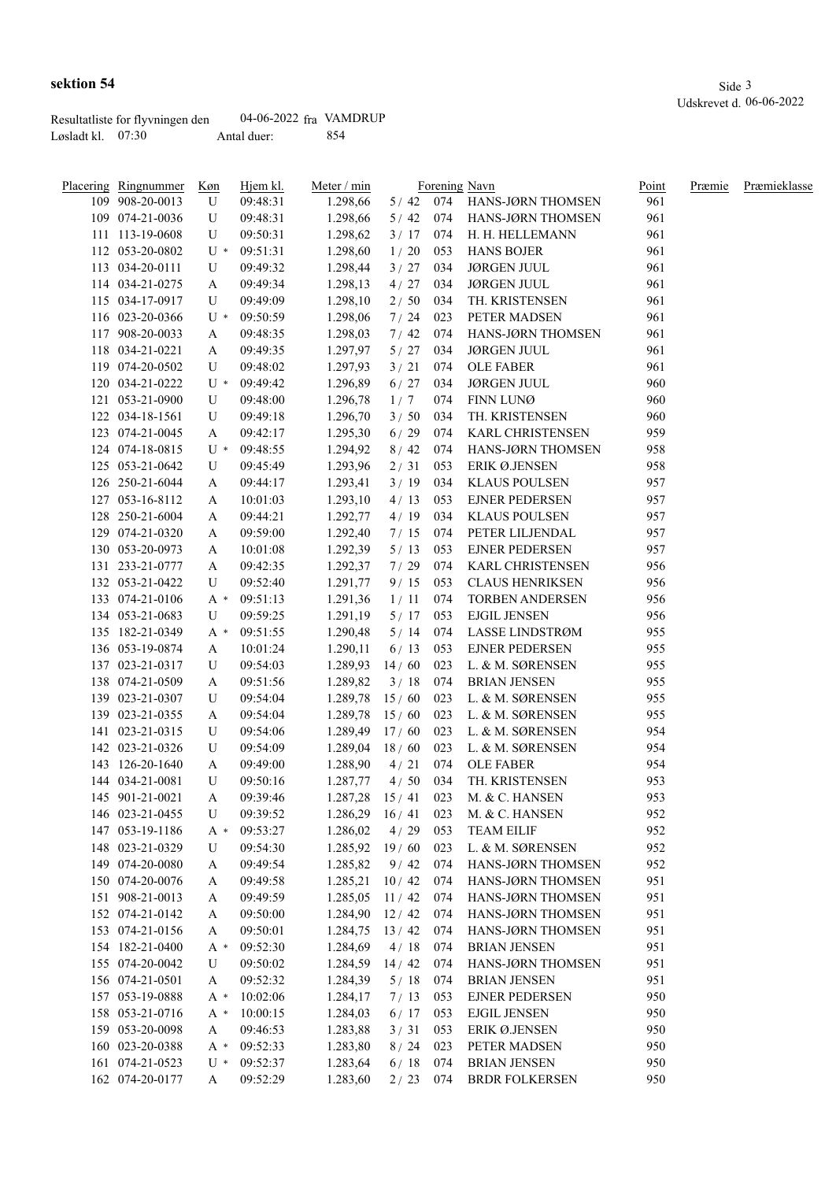**sektion 54**

Udskrevet d. 06-06-2022

Resultatliste for flyvningen den 04-06-2022 fra VAMDRUP
Løsladt kl. 07:30 Antal duer: 854

| Placering | Ringnummer | Køn | Hjem kl. | Meter / min | Forening | | Navn | Point | Præmie | Præmieklasse |
|---|---|---|---|---|---|---|---|---|---|---|
| 109 | 908-20-0013 | U | 09:48:31 | 1.298,66 | 5 / 42 | 074 | HANS-JØRN THOMSEN | 961 | | |
| 109 | 074-21-0036 | U | 09:48:31 | 1.298,66 | 5 / 42 | 074 | HANS-JØRN THOMSEN | 961 | | |
| 111 | 113-19-0608 | U | 09:50:31 | 1.298,62 | 3 / 17 | 074 | H. H. HELLEMANN | 961 | | |
| 112 | 053-20-0802 | U * | 09:51:31 | 1.298,60 | 1 / 20 | 053 | HANS BOJER | 961 | | |
| 113 | 034-20-0111 | U | 09:49:32 | 1.298,44 | 3 / 27 | 034 | JØRGEN JUUL | 961 | | |
| 114 | 034-21-0275 | A | 09:49:34 | 1.298,13 | 4 / 27 | 034 | JØRGEN JUUL | 961 | | |
| 115 | 034-17-0917 | U | 09:49:09 | 1.298,10 | 2 / 50 | 034 | TH. KRISTENSEN | 961 | | |
| 116 | 023-20-0366 | U * | 09:50:59 | 1.298,06 | 7 / 24 | 023 | PETER MADSEN | 961 | | |
| 117 | 908-20-0033 | A | 09:48:35 | 1.298,03 | 7 / 42 | 074 | HANS-JØRN THOMSEN | 961 | | |
| 118 | 034-21-0221 | A | 09:49:35 | 1.297,97 | 5 / 27 | 034 | JØRGEN JUUL | 961 | | |
| 119 | 074-20-0502 | U | 09:48:02 | 1.297,93 | 3 / 21 | 074 | OLE FABER | 961 | | |
| 120 | 034-21-0222 | U * | 09:49:42 | 1.296,89 | 6 / 27 | 034 | JØRGEN JUUL | 960 | | |
| 121 | 053-21-0900 | U | 09:48:00 | 1.296,78 | 1 / 7 | 074 | FINN LUNØ | 960 | | |
| 122 | 034-18-1561 | U | 09:49:18 | 1.296,70 | 3 / 50 | 034 | TH. KRISTENSEN | 960 | | |
| 123 | 074-21-0045 | A | 09:42:17 | 1.295,30 | 6 / 29 | 074 | KARL CHRISTENSEN | 959 | | |
| 124 | 074-18-0815 | U * | 09:48:55 | 1.294,92 | 8 / 42 | 074 | HANS-JØRN THOMSEN | 958 | | |
| 125 | 053-21-0642 | U | 09:45:49 | 1.293,96 | 2 / 31 | 053 | ERIK Ø.JENSEN | 958 | | |
| 126 | 250-21-6044 | A | 09:44:17 | 1.293,41 | 3 / 19 | 034 | KLAUS POULSEN | 957 | | |
| 127 | 053-16-8112 | A | 10:01:03 | 1.293,10 | 4 / 13 | 053 | EJNER PEDERSEN | 957 | | |
| 128 | 250-21-6004 | A | 09:44:21 | 1.292,77 | 4 / 19 | 034 | KLAUS POULSEN | 957 | | |
| 129 | 074-21-0320 | A | 09:59:00 | 1.292,40 | 7 / 15 | 074 | PETER LILJENDAL | 957 | | |
| 130 | 053-20-0973 | A | 10:01:08 | 1.292,39 | 5 / 13 | 053 | EJNER PEDERSEN | 957 | | |
| 131 | 233-21-0777 | A | 09:42:35 | 1.292,37 | 7 / 29 | 074 | KARL CHRISTENSEN | 956 | | |
| 132 | 053-21-0422 | U | 09:52:40 | 1.291,77 | 9 / 15 | 053 | CLAUS HENRIKSEN | 956 | | |
| 133 | 074-21-0106 | A * | 09:51:13 | 1.291,36 | 1 / 11 | 074 | TORBEN ANDERSEN | 956 | | |
| 134 | 053-21-0683 | U | 09:59:25 | 1.291,19 | 5 / 17 | 053 | EJGIL JENSEN | 956 | | |
| 135 | 182-21-0349 | A * | 09:51:55 | 1.290,48 | 5 / 14 | 074 | LASSE LINDSTRØM | 955 | | |
| 136 | 053-19-0874 | A | 10:01:24 | 1.290,11 | 6 / 13 | 053 | EJNER PEDERSEN | 955 | | |
| 137 | 023-21-0317 | U | 09:54:03 | 1.289,93 | 14 / 60 | 023 | L. & M. SØRENSEN | 955 | | |
| 138 | 074-21-0509 | A | 09:51:56 | 1.289,82 | 3 / 18 | 074 | BRIAN JENSEN | 955 | | |
| 139 | 023-21-0307 | U | 09:54:04 | 1.289,78 | 15 / 60 | 023 | L. & M. SØRENSEN | 955 | | |
| 139 | 023-21-0355 | A | 09:54:04 | 1.289,78 | 15 / 60 | 023 | L. & M. SØRENSEN | 955 | | |
| 141 | 023-21-0315 | U | 09:54:06 | 1.289,49 | 17 / 60 | 023 | L. & M. SØRENSEN | 954 | | |
| 142 | 023-21-0326 | U | 09:54:09 | 1.289,04 | 18 / 60 | 023 | L. & M. SØRENSEN | 954 | | |
| 143 | 126-20-1640 | A | 09:49:00 | 1.288,90 | 4 / 21 | 074 | OLE FABER | 954 | | |
| 144 | 034-21-0081 | U | 09:50:16 | 1.287,77 | 4 / 50 | 034 | TH. KRISTENSEN | 953 | | |
| 145 | 901-21-0021 | A | 09:39:46 | 1.287,28 | 15 / 41 | 023 | M. & C. HANSEN | 953 | | |
| 146 | 023-21-0455 | U | 09:39:52 | 1.286,29 | 16 / 41 | 023 | M. & C. HANSEN | 952 | | |
| 147 | 053-19-1186 | A * | 09:53:27 | 1.286,02 | 4 / 29 | 053 | TEAM EILIF | 952 | | |
| 148 | 023-21-0329 | U | 09:54:30 | 1.285,92 | 19 / 60 | 023 | L. & M. SØRENSEN | 952 | | |
| 149 | 074-20-0080 | A | 09:49:54 | 1.285,82 | 9 / 42 | 074 | HANS-JØRN THOMSEN | 952 | | |
| 150 | 074-20-0076 | A | 09:49:58 | 1.285,21 | 10 / 42 | 074 | HANS-JØRN THOMSEN | 951 | | |
| 151 | 908-21-0013 | A | 09:49:59 | 1.285,05 | 11 / 42 | 074 | HANS-JØRN THOMSEN | 951 | | |
| 152 | 074-21-0142 | A | 09:50:00 | 1.284,90 | 12 / 42 | 074 | HANS-JØRN THOMSEN | 951 | | |
| 153 | 074-21-0156 | A | 09:50:01 | 1.284,75 | 13 / 42 | 074 | HANS-JØRN THOMSEN | 951 | | |
| 154 | 182-21-0400 | A * | 09:52:30 | 1.284,69 | 4 / 18 | 074 | BRIAN JENSEN | 951 | | |
| 155 | 074-20-0042 | U | 09:50:02 | 1.284,59 | 14 / 42 | 074 | HANS-JØRN THOMSEN | 951 | | |
| 156 | 074-21-0501 | A | 09:52:32 | 1.284,39 | 5 / 18 | 074 | BRIAN JENSEN | 951 | | |
| 157 | 053-19-0888 | A * | 10:02:06 | 1.284,17 | 7 / 13 | 053 | EJNER PEDERSEN | 950 | | |
| 158 | 053-21-0716 | A * | 10:00:15 | 1.284,03 | 6 / 17 | 053 | EJGIL JENSEN | 950 | | |
| 159 | 053-20-0098 | A | 09:46:53 | 1.283,88 | 3 / 31 | 053 | ERIK Ø.JENSEN | 950 | | |
| 160 | 023-20-0388 | A * | 09:52:33 | 1.283,80 | 8 / 24 | 023 | PETER MADSEN | 950 | | |
| 161 | 074-21-0523 | U * | 09:52:37 | 1.283,64 | 6 / 18 | 074 | BRIAN JENSEN | 950 | | |
| 162 | 074-20-0177 | A | 09:52:29 | 1.283,60 | 2 / 23 | 074 | BRDR FOLKERSEN | 950 | | |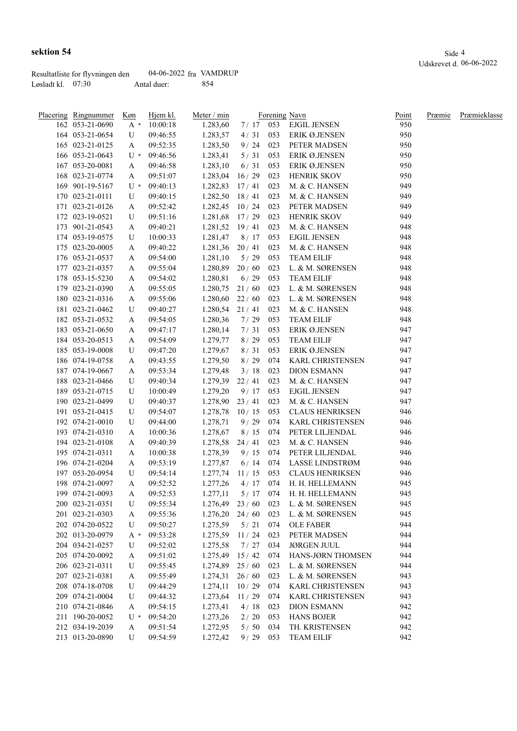# sektion 54

Udskrevet d. 06-06-2022

Resultatliste for flyvningen den 04-06-2022 fra VAMDRUP
Løsladt kl. 07:30 Antal duer: 854

| Placering | Ringnummer | Køn | Hjem kl. | Meter / min | | Forening | Navn | Point | Præmie | Præmieklasse |
|---|---|---|---|---|---|---|---|---|---|---|
| 162 | 053-21-0690 | A * | 10:00:18 | 1.283,60 | 7 / 17 | 053 | EJGIL JENSEN | 950 | | |
| 164 | 053-21-0654 | U | 09:46:55 | 1.283,57 | 4 / 31 | 053 | ERIK Ø.JENSEN | 950 | | |
| 165 | 023-21-0125 | A | 09:52:35 | 1.283,50 | 9 / 24 | 023 | PETER MADSEN | 950 | | |
| 166 | 053-21-0643 | U * | 09:46:56 | 1.283,41 | 5 / 31 | 053 | ERIK Ø.JENSEN | 950 | | |
| 167 | 053-20-0081 | A | 09:46:58 | 1.283,10 | 6 / 31 | 053 | ERIK Ø.JENSEN | 950 | | |
| 168 | 023-21-0774 | A | 09:51:07 | 1.283,04 | 16 / 29 | 023 | HENRIK SKOV | 950 | | |
| 169 | 901-19-5167 | U * | 09:40:13 | 1.282,83 | 17 / 41 | 023 | M. & C. HANSEN | 949 | | |
| 170 | 023-21-0111 | U | 09:40:15 | 1.282,50 | 18 / 41 | 023 | M. & C. HANSEN | 949 | | |
| 171 | 023-21-0126 | A | 09:52:42 | 1.282,45 | 10 / 24 | 023 | PETER MADSEN | 949 | | |
| 172 | 023-19-0521 | U | 09:51:16 | 1.281,68 | 17 / 29 | 023 | HENRIK SKOV | 949 | | |
| 173 | 901-21-0543 | A | 09:40:21 | 1.281,52 | 19 / 41 | 023 | M. & C. HANSEN | 948 | | |
| 174 | 053-19-0575 | U | 10:00:33 | 1.281,47 | 8 / 17 | 053 | EJGIL JENSEN | 948 | | |
| 175 | 023-20-0005 | A | 09:40:22 | 1.281,36 | 20 / 41 | 023 | M. & C. HANSEN | 948 | | |
| 176 | 053-21-0537 | A | 09:54:00 | 1.281,10 | 5 / 29 | 053 | TEAM EILIF | 948 | | |
| 177 | 023-21-0357 | A | 09:55:04 | 1.280,89 | 20 / 60 | 023 | L. & M. SØRENSEN | 948 | | |
| 178 | 053-15-5230 | A | 09:54:02 | 1.280,81 | 6 / 29 | 053 | TEAM EILIF | 948 | | |
| 179 | 023-21-0390 | A | 09:55:05 | 1.280,75 | 21 / 60 | 023 | L. & M. SØRENSEN | 948 | | |
| 180 | 023-21-0316 | A | 09:55:06 | 1.280,60 | 22 / 60 | 023 | L. & M. SØRENSEN | 948 | | |
| 181 | 023-21-0462 | U | 09:40:27 | 1.280,54 | 21 / 41 | 023 | M. & C. HANSEN | 948 | | |
| 182 | 053-21-0532 | A | 09:54:05 | 1.280,36 | 7 / 29 | 053 | TEAM EILIF | 948 | | |
| 183 | 053-21-0650 | A | 09:47:17 | 1.280,14 | 7 / 31 | 053 | ERIK Ø.JENSEN | 947 | | |
| 184 | 053-20-0513 | A | 09:54:09 | 1.279,77 | 8 / 29 | 053 | TEAM EILIF | 947 | | |
| 185 | 053-19-0008 | U | 09:47:20 | 1.279,67 | 8 / 31 | 053 | ERIK Ø.JENSEN | 947 | | |
| 186 | 074-19-0758 | A | 09:43:55 | 1.279,50 | 8 / 29 | 074 | KARL CHRISTENSEN | 947 | | |
| 187 | 074-19-0667 | A | 09:53:34 | 1.279,48 | 3 / 18 | 023 | DION ESMANN | 947 | | |
| 188 | 023-21-0466 | U | 09:40:34 | 1.279,39 | 22 / 41 | 023 | M. & C. HANSEN | 947 | | |
| 189 | 053-21-0715 | U | 10:00:49 | 1.279,20 | 9 / 17 | 053 | EJGIL JENSEN | 947 | | |
| 190 | 023-21-0499 | U | 09:40:37 | 1.278,90 | 23 / 41 | 023 | M. & C. HANSEN | 947 | | |
| 191 | 053-21-0415 | U | 09:54:07 | 1.278,78 | 10 / 15 | 053 | CLAUS HENRIKSEN | 946 | | |
| 192 | 074-21-0010 | U | 09:44:00 | 1.278,71 | 9 / 29 | 074 | KARL CHRISTENSEN | 946 | | |
| 193 | 074-21-0310 | A | 10:00:36 | 1.278,67 | 8 / 15 | 074 | PETER LILJENDAL | 946 | | |
| 194 | 023-21-0108 | A | 09:40:39 | 1.278,58 | 24 / 41 | 023 | M. & C. HANSEN | 946 | | |
| 195 | 074-21-0311 | A | 10:00:38 | 1.278,39 | 9 / 15 | 074 | PETER LILJENDAL | 946 | | |
| 196 | 074-21-0204 | A | 09:53:19 | 1.277,87 | 6 / 14 | 074 | LASSE LINDSTRØM | 946 | | |
| 197 | 053-20-0954 | U | 09:54:14 | 1.277,74 | 11 / 15 | 053 | CLAUS HENRIKSEN | 946 | | |
| 198 | 074-21-0097 | A | 09:52:52 | 1.277,26 | 4 / 17 | 074 | H. H. HELLEMANN | 945 | | |
| 199 | 074-21-0093 | A | 09:52:53 | 1.277,11 | 5 / 17 | 074 | H. H. HELLEMANN | 945 | | |
| 200 | 023-21-0351 | U | 09:55:34 | 1.276,49 | 23 / 60 | 023 | L. & M. SØRENSEN | 945 | | |
| 201 | 023-21-0303 | A | 09:55:36 | 1.276,20 | 24 / 60 | 023 | L. & M. SØRENSEN | 945 | | |
| 202 | 074-20-0522 | U | 09:50:27 | 1.275,59 | 5 / 21 | 074 | OLE FABER | 944 | | |
| 202 | 013-20-0979 | A * | 09:53:28 | 1.275,59 | 11 / 24 | 023 | PETER MADSEN | 944 | | |
| 204 | 034-21-0257 | U | 09:52:02 | 1.275,58 | 7 / 27 | 034 | JØRGEN JUUL | 944 | | |
| 205 | 074-20-0092 | A | 09:51:02 | 1.275,49 | 15 / 42 | 074 | HANS-JØRN THOMSEN | 944 | | |
| 206 | 023-21-0311 | U | 09:55:45 | 1.274,89 | 25 / 60 | 023 | L. & M. SØRENSEN | 944 | | |
| 207 | 023-21-0381 | A | 09:55:49 | 1.274,31 | 26 / 60 | 023 | L. & M. SØRENSEN | 943 | | |
| 208 | 074-18-0708 | U | 09:44:29 | 1.274,11 | 10 / 29 | 074 | KARL CHRISTENSEN | 943 | | |
| 209 | 074-21-0004 | U | 09:44:32 | 1.273,64 | 11 / 29 | 074 | KARL CHRISTENSEN | 943 | | |
| 210 | 074-21-0846 | A | 09:54:15 | 1.273,41 | 4 / 18 | 023 | DION ESMANN | 942 | | |
| 211 | 190-20-0052 | U * | 09:54:20 | 1.273,26 | 2 / 20 | 053 | HANS BOJER | 942 | | |
| 212 | 034-19-2039 | A | 09:51:54 | 1.272,95 | 5 / 50 | 034 | TH. KRISTENSEN | 942 | | |
| 213 | 013-20-0890 | U | 09:54:59 | 1.272,42 | 9 / 29 | 053 | TEAM EILIF | 942 | | |